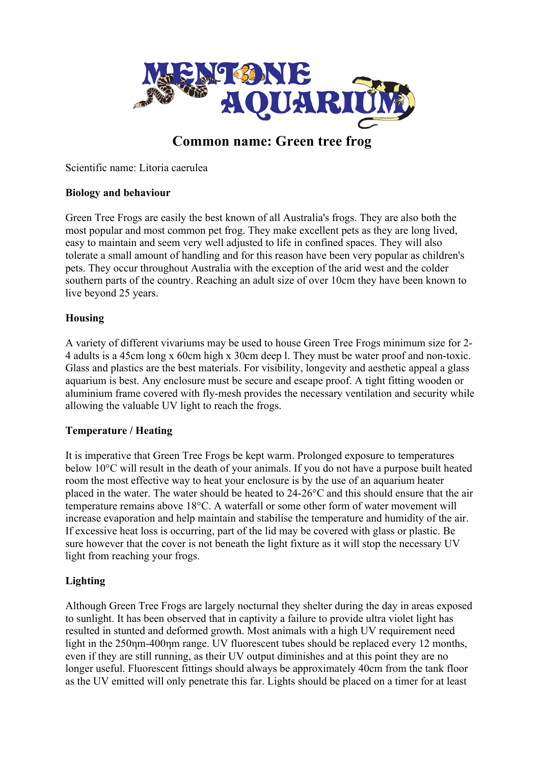# Common name: Green tree frog

Scientific name: Litoria caerulea

**Biology and behaviour**

Green Tree Frogs are easily the best known of all Australia's frogs. They are also both the most popular and most common pet frog. They make excellent pets as they are long lived, easy to maintain and seem very well adjusted to life in confined spaces. They will also tolerate a small amount of handling and for this reason have been very popular as children's pets. They occur throughout Australia with the exception of the arid west and the colder southern parts of the country. Reaching an adult size of over 10cm they have been known to live beyond 25 years.

**Housing**

A variety of different vivariums may be used to house Green Tree Frogs minimum size for 2-4 adults is a 45cm long x 60cm high x 30cm deep l. They must be water proof and non-toxic. Glass and plastics are the best materials. For visibility, longevity and aesthetic appeal a glass aquarium is best. Any enclosure must be secure and escape proof. A tight fitting wooden or aluminium frame covered with fly-mesh provides the necessary ventilation and security while allowing the valuable UV light to reach the frogs.

**Temperature / Heating**

It is imperative that Green Tree Frogs be kept warm. Prolonged exposure to temperatures below 10°C will result in the death of your animals. If you do not have a purpose built heated room the most effective way to heat your enclosure is by the use of an aquarium heater placed in the water. The water should be heated to 24-26°C and this should ensure that the air temperature remains above 18°C. A waterfall or some other form of water movement will increase evaporation and help maintain and stabilise the temperature and humidity of the air. If excessive heat loss is occurring, part of the lid may be covered with glass or plastic. Be sure however that the cover is not beneath the light fixture as it will stop the necessary UV light from reaching your frogs.

**Lighting**

Although Green Tree Frogs are largely nocturnal they shelter during the day in areas exposed to sunlight. It has been observed that in captivity a failure to provide ultra violet light has resulted in stunted and deformed growth. Most animals with a high UV requirement need light in the 250ηm-400ηm range. UV fluorescent tubes should be replaced every 12 months, even if they are still running, as their UV output diminishes and at this point they are no longer useful. Fluorescent fittings should always be approximately 40cm from the tank floor as the UV emitted will only penetrate this far. Lights should be placed on a timer for at least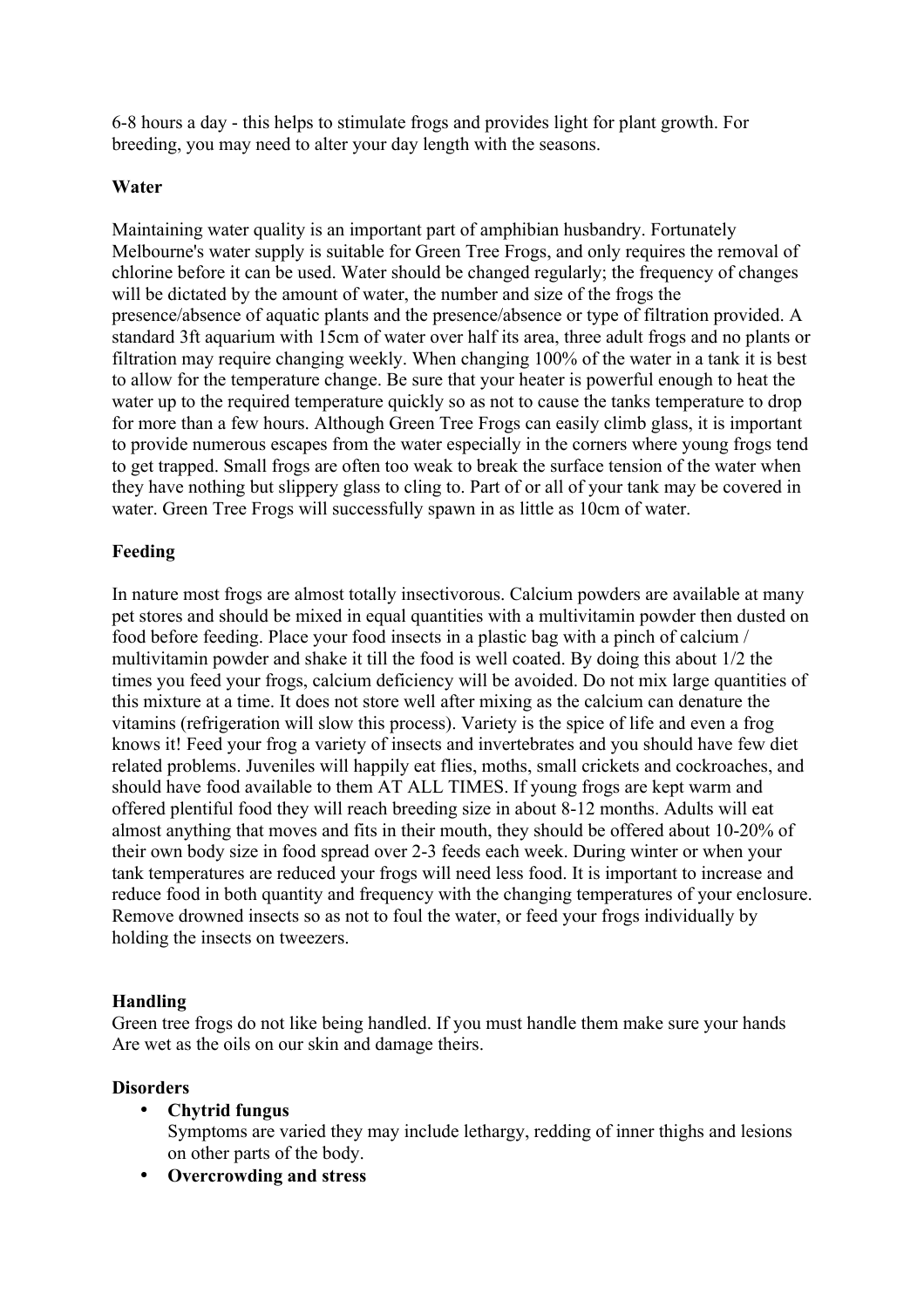6-8 hours a day - this helps to stimulate frogs and provides light for plant growth. For breeding, you may need to alter your day length with the seasons.

**Water**

Maintaining water quality is an important part of amphibian husbandry. Fortunately Melbourne's water supply is suitable for Green Tree Frogs, and only requires the removal of chlorine before it can be used. Water should be changed regularly; the frequency of changes will be dictated by the amount of water, the number and size of the frogs the presence/absence of aquatic plants and the presence/absence or type of filtration provided. A standard 3ft aquarium with 15cm of water over half its area, three adult frogs and no plants or filtration may require changing weekly. When changing 100% of the water in a tank it is best to allow for the temperature change. Be sure that your heater is powerful enough to heat the water up to the required temperature quickly so as not to cause the tanks temperature to drop for more than a few hours. Although Green Tree Frogs can easily climb glass, it is important to provide numerous escapes from the water especially in the corners where young frogs tend to get trapped. Small frogs are often too weak to break the surface tension of the water when they have nothing but slippery glass to cling to. Part of or all of your tank may be covered in water. Green Tree Frogs will successfully spawn in as little as 10cm of water.

**Feeding**

In nature most frogs are almost totally insectivorous. Calcium powders are available at many pet stores and should be mixed in equal quantities with a multivitamin powder then dusted on food before feeding. Place your food insects in a plastic bag with a pinch of calcium / multivitamin powder and shake it till the food is well coated. By doing this about 1/2 the times you feed your frogs, calcium deficiency will be avoided. Do not mix large quantities of this mixture at a time. It does not store well after mixing as the calcium can denature the vitamins (refrigeration will slow this process). Variety is the spice of life and even a frog knows it! Feed your frog a variety of insects and invertebrates and you should have few diet related problems. Juveniles will happily eat flies, moths, small crickets and cockroaches, and should have food available to them AT ALL TIMES. If young frogs are kept warm and offered plentiful food they will reach breeding size in about 8-12 months. Adults will eat almost anything that moves and fits in their mouth, they should be offered about 10-20% of their own body size in food spread over 2-3 feeds each week. During winter or when your tank temperatures are reduced your frogs will need less food. It is important to increase and reduce food in both quantity and frequency with the changing temperatures of your enclosure. Remove drowned insects so as not to foul the water, or feed your frogs individually by holding the insects on tweezers.

**Handling**

Green tree frogs do not like being handled. If you must handle them make sure your hands Are wet as the oils on our skin and damage theirs.

**Disorders**

- **Chytrid fungus**
  Symptoms are varied they may include lethargy, redding of inner thighs and lesions on other parts of the body.
- **Overcrowding and stress**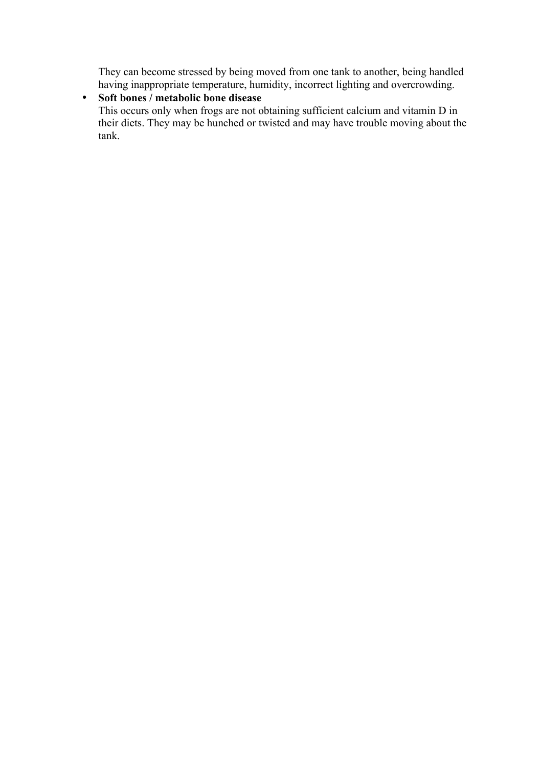They can become stressed by being moved from one tank to another, being handled having inappropriate temperature, humidity, incorrect lighting and overcrowding.

- **Soft bones / metabolic bone disease**
  This occurs only when frogs are not obtaining sufficient calcium and vitamin D in their diets. They may be hunched or twisted and may have trouble moving about the tank.